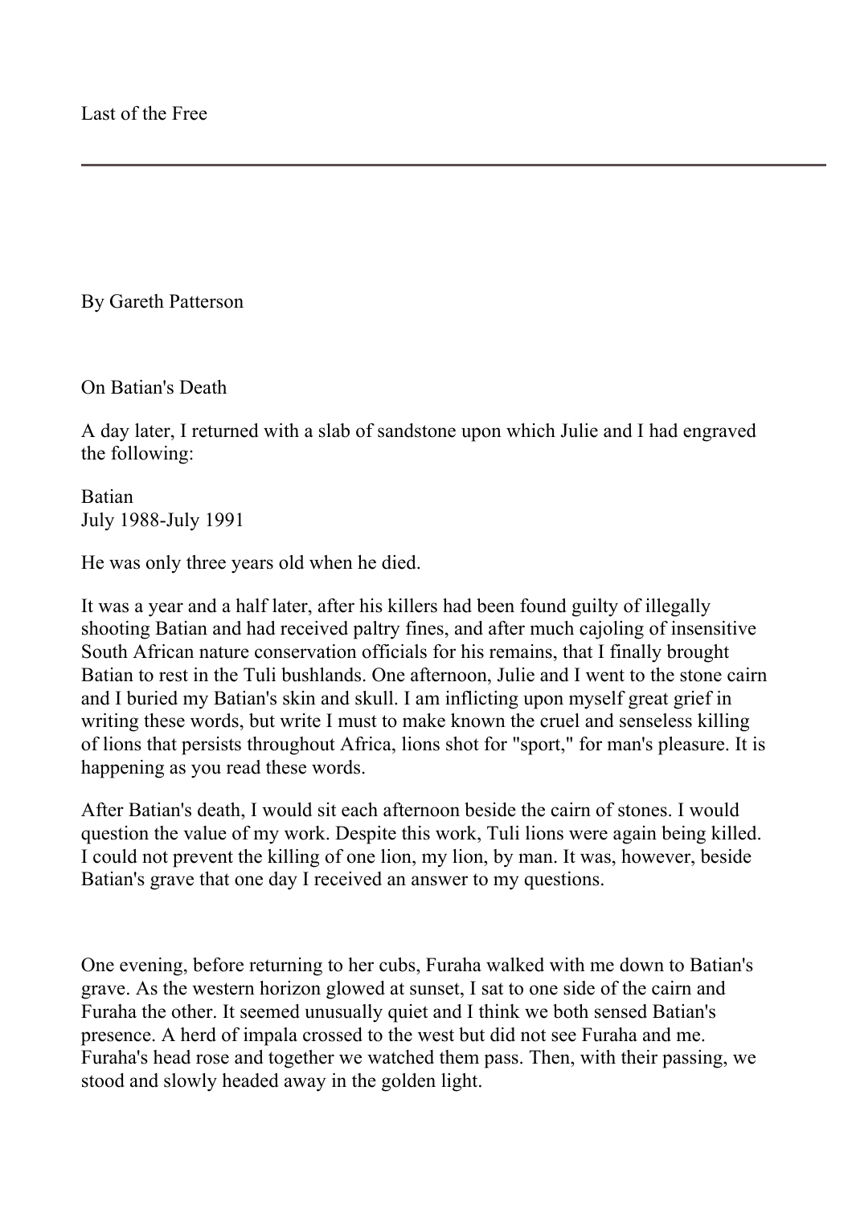Last of the Free

---

By Gareth Patterson

## On Batian's Death

A day later, I returned with a slab of sandstone upon which Julie and I had engraved the following:

Batian
July 1988-July 1991

He was only three years old when he died.

It was a year and a half later, after his killers had been found guilty of illegally shooting Batian and had received paltry fines, and after much cajoling of insensitive South African nature conservation officials for his remains, that I finally brought Batian to rest in the Tuli bushlands. One afternoon, Julie and I went to the stone cairn and I buried my Batian's skin and skull. I am inflicting upon myself great grief in writing these words, but write I must to make known the cruel and senseless killing of lions that persists throughout Africa, lions shot for "sport," for man's pleasure. It is happening as you read these words.

After Batian's death, I would sit each afternoon beside the cairn of stones. I would question the value of my work. Despite this work, Tuli lions were again being killed. I could not prevent the killing of one lion, my lion, by man. It was, however, beside Batian's grave that one day I received an answer to my questions.

One evening, before returning to her cubs, Furaha walked with me down to Batian's grave. As the western horizon glowed at sunset, I sat to one side of the cairn and Furaha the other. It seemed unusually quiet and I think we both sensed Batian's presence. A herd of impala crossed to the west but did not see Furaha and me. Furaha's head rose and together we watched them pass. Then, with their passing, we stood and slowly headed away in the golden light.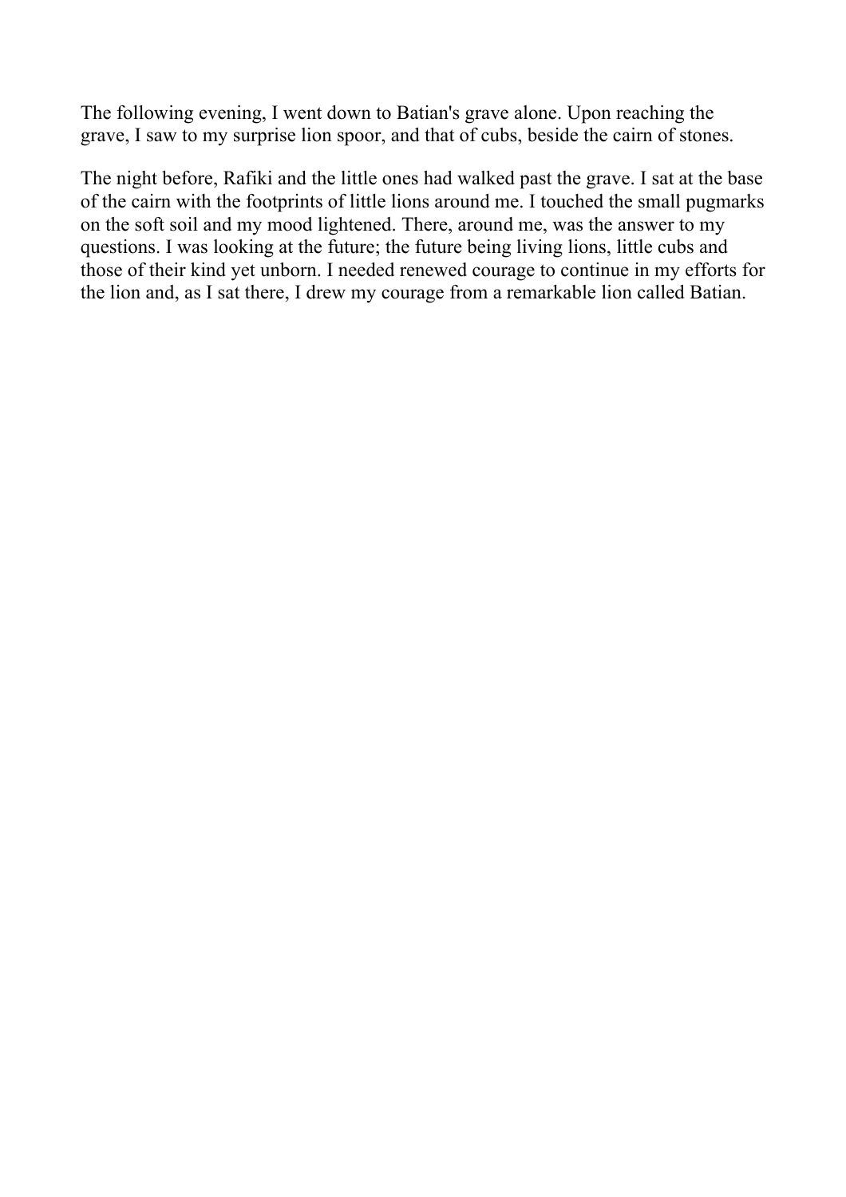The following evening, I went down to Batian's grave alone. Upon reaching the grave, I saw to my surprise lion spoor, and that of cubs, beside the cairn of stones.

The night before, Rafiki and the little ones had walked past the grave. I sat at the base of the cairn with the footprints of little lions around me. I touched the small pugmarks on the soft soil and my mood lightened. There, around me, was the answer to my questions. I was looking at the future; the future being living lions, little cubs and those of their kind yet unborn. I needed renewed courage to continue in my efforts for the lion and, as I sat there, I drew my courage from a remarkable lion called Batian.